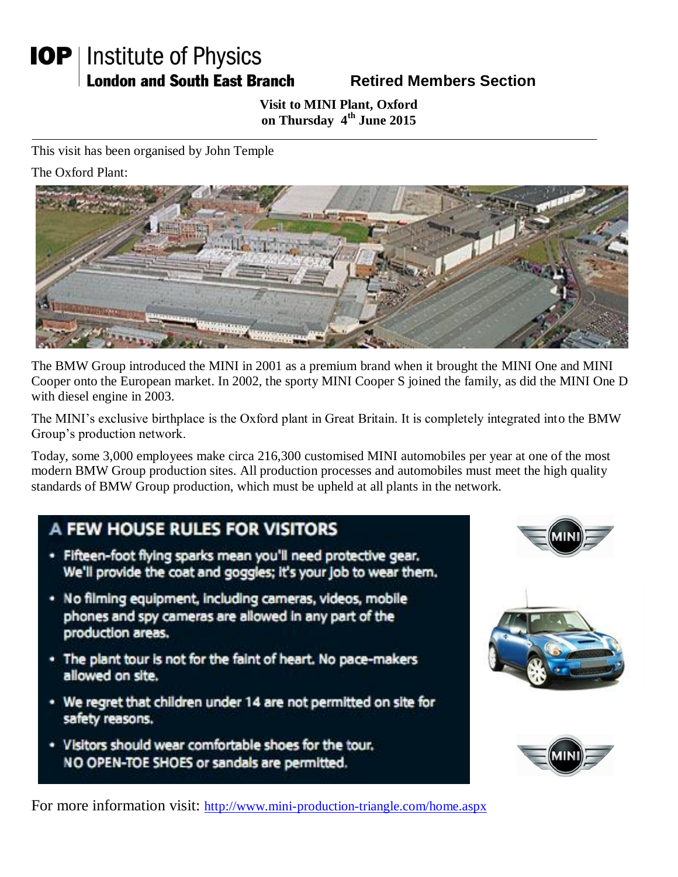# IOP | Institute of Physics

**London and South East Branch** **Retired Members Section**

**Visit to MINI Plant, Oxford**
**on Thursday 4th June 2015**

---

This visit has been organised by John Temple

The Oxford Plant:

The BMW Group introduced the MINI in 2001 as a premium brand when it brought the MINI One and MINI Cooper onto the European market. In 2002, the sporty MINI Cooper S joined the family, as did the MINI One D with diesel engine in 2003.

The MINI's exclusive birthplace is the Oxford plant in Great Britain. It is completely integrated into the BMW Group's production network.

Today, some 3,000 employees make circa 216,300 customised MINI automobiles per year at one of the most modern BMW Group production sites. All production processes and automobiles must meet the high quality standards of BMW Group production, which must be upheld at all plants in the network.

## A FEW HOUSE RULES FOR VISITORS

- Fifteen-foot flying sparks mean you'll need protective gear. We'll provide the coat and goggles; it's your job to wear them.
- No filming equipment, including cameras, videos, mobile phones and spy cameras are allowed in any part of the production areas.
- The plant tour is not for the faint of heart. No pace-makers allowed on site.
- We regret that children under 14 are not permitted on site for safety reasons.
- Visitors should wear comfortable shoes for the tour. NO OPEN-TOE SHOES or sandals are permitted.

For more information visit: http://www.mini-production-triangle.com/home.aspx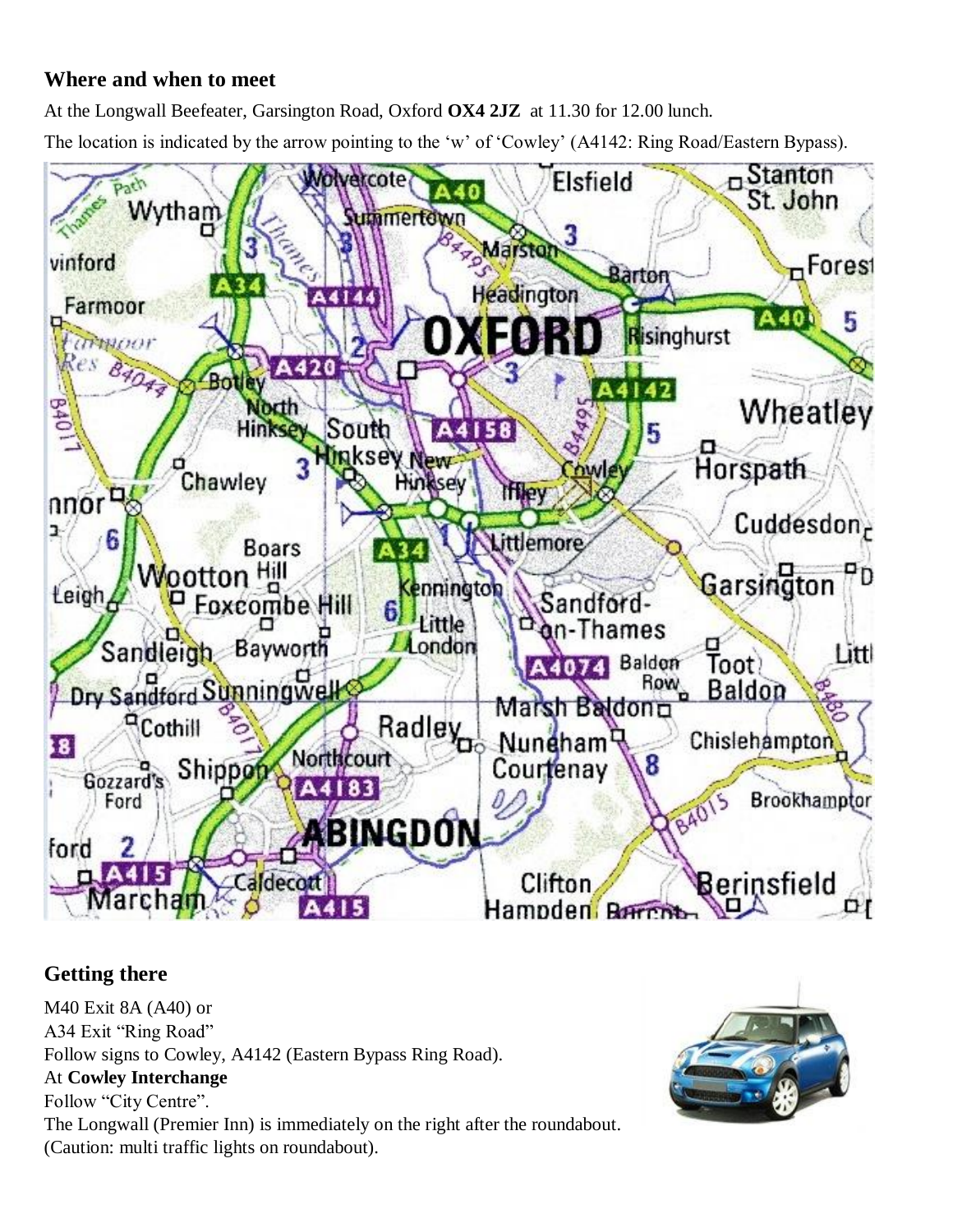## Where and when to meet

At the Longwall Beefeater, Garsington Road, Oxford **OX4 2JZ** at 11.30 for 12.00 lunch.

The location is indicated by the arrow pointing to the 'w' of 'Cowley' (A4142: Ring Road/Eastern Bypass).

## Getting there

M40 Exit 8A (A40) or
A34 Exit "Ring Road"
Follow signs to Cowley, A4142 (Eastern Bypass Ring Road).
At **Cowley Interchange**
Follow "City Centre".
The Longwall (Premier Inn) is immediately on the right after the roundabout.
(Caution: multi traffic lights on roundabout).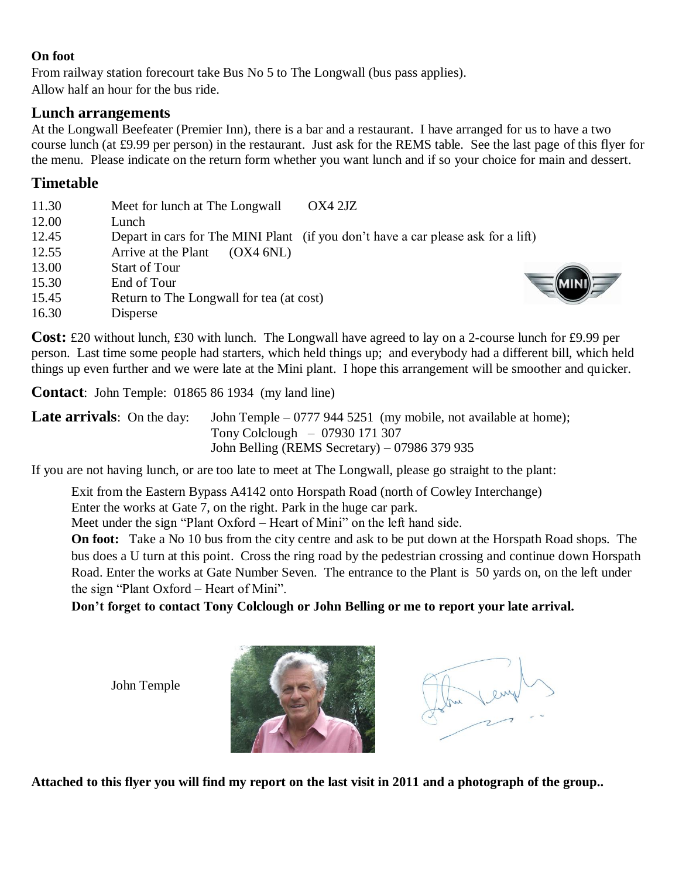**On foot**

From railway station forecourt take Bus No 5 to The Longwall (bus pass applies).
Allow half an hour for the bus ride.

## Lunch arrangements

At the Longwall Beefeater (Premier Inn), there is a bar and a restaurant. I have arranged for us to have a two course lunch (at £9.99 per person) in the restaurant. Just ask for the REMS table. See the last page of this flyer for the menu. Please indicate on the return form whether you want lunch and if so your choice for main and dessert.

## Timetable

| | |
|---|---|
| 11.30 | Meet for lunch at The Longwall OX4 2JZ |
| 12.00 | Lunch |
| 12.45 | Depart in cars for The MINI Plant (if you don't have a car please ask for a lift) |
| 12.55 | Arrive at the Plant (OX4 6NL) |
| 13.00 | Start of Tour |
| 15.30 | End of Tour |
| 15.45 | Return to The Longwall for tea (at cost) |
| 16.30 | Disperse |

**Cost:** £20 without lunch, £30 with lunch. The Longwall have agreed to lay on a 2-course lunch for £9.99 per person. Last time some people had starters, which held things up; and everybody had a different bill, which held things up even further and we were late at the Mini plant. I hope this arrangement will be smoother and quicker.

**Contact**: John Temple: 01865 86 1934 (my land line)

**Late arrivals**: On the day: John Temple – 0777 944 5251 (my mobile, not available at home);
Tony Colclough – 07930 171 307
John Belling (REMS Secretary) – 07986 379 935

If you are not having lunch, or are too late to meet at The Longwall, please go straight to the plant:

Exit from the Eastern Bypass A4142 onto Horspath Road (north of Cowley Interchange)
Enter the works at Gate 7, on the right. Park in the huge car park.
Meet under the sign "Plant Oxford – Heart of Mini" on the left hand side.

**On foot:** Take a No 10 bus from the city centre and ask to be put down at the Horspath Road shops. The bus does a U turn at this point. Cross the ring road by the pedestrian crossing and continue down Horspath Road. Enter the works at Gate Number Seven. The entrance to the Plant is 50 yards on, on the left under the sign "Plant Oxford – Heart of Mini".

**Don't forget to contact Tony Colclough or John Belling or me to report your late arrival.**

John Temple

**Attached to this flyer you will find my report on the last visit in 2011 and a photograph of the group..**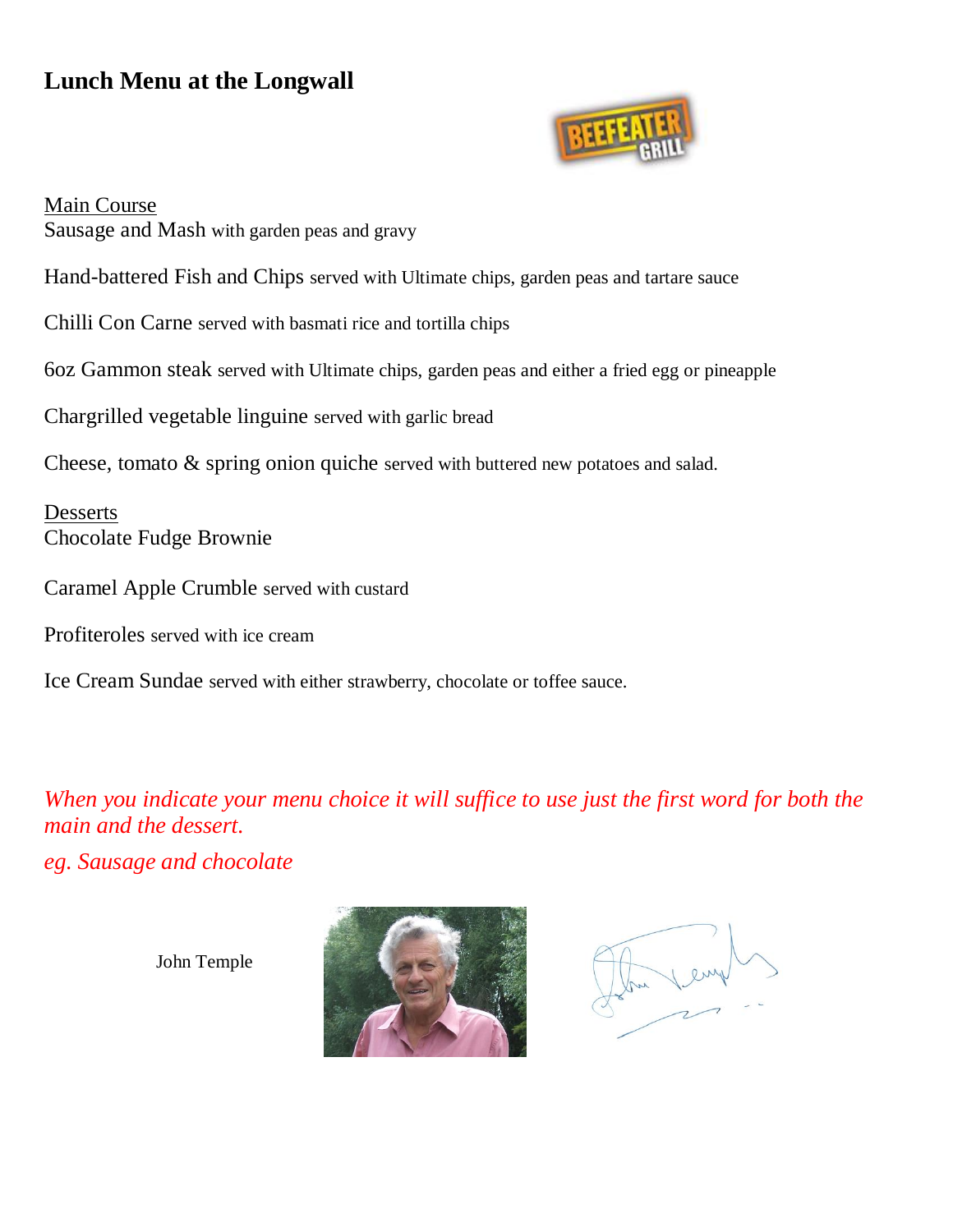# Lunch Menu at the Longwall

<u>Main Course</u>

Sausage and Mash with garden peas and gravy

Hand-battered Fish and Chips served with Ultimate chips, garden peas and tartare sauce

Chilli Con Carne served with basmati rice and tortilla chips

6oz Gammon steak served with Ultimate chips, garden peas and either a fried egg or pineapple

Chargrilled vegetable linguine served with garlic bread

Cheese, tomato & spring onion quiche served with buttered new potatoes and salad.

<u>Desserts</u>

Chocolate Fudge Brownie

Caramel Apple Crumble served with custard

Profiteroles served with ice cream

Ice Cream Sundae served with either strawberry, chocolate or toffee sauce.

*When you indicate your menu choice it will suffice to use just the first word for both the main and the dessert.*

*eg. Sausage and chocolate*

John Temple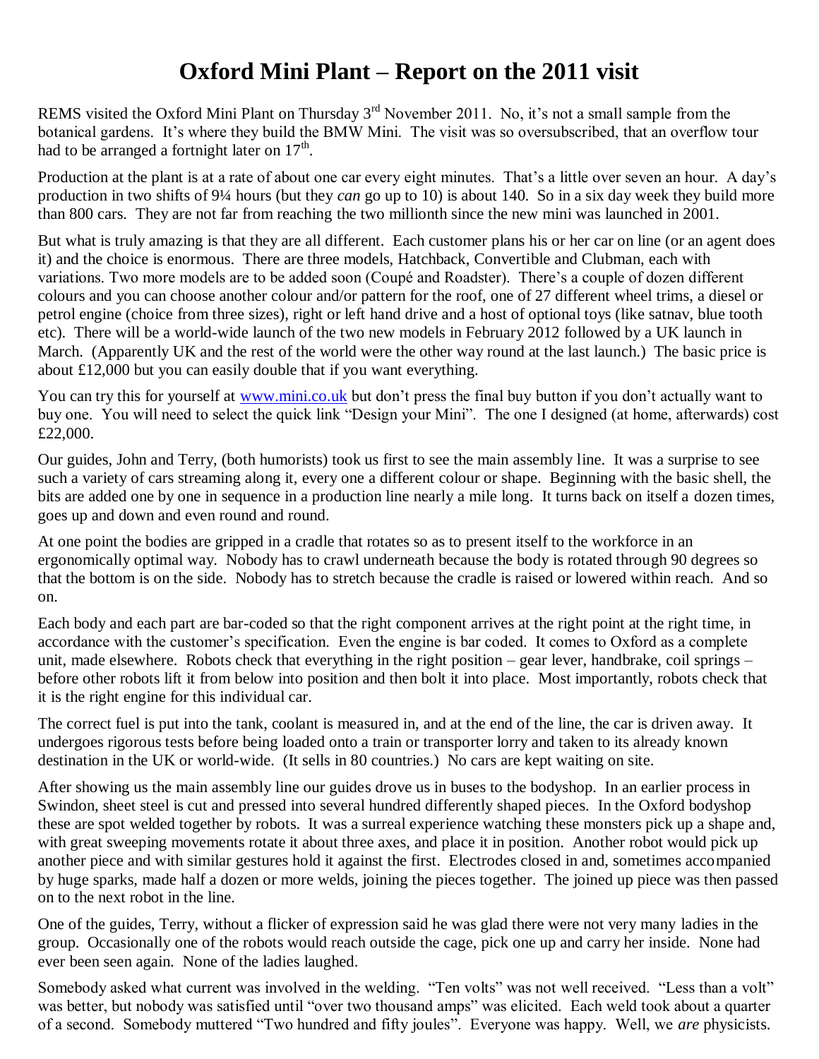# Oxford Mini Plant – Report on the 2011 visit

REMS visited the Oxford Mini Plant on Thursday 3rd November 2011. No, it's not a small sample from the botanical gardens. It's where they build the BMW Mini. The visit was so oversubscribed, that an overflow tour had to be arranged a fortnight later on 17th.

Production at the plant is at a rate of about one car every eight minutes. That's a little over seven an hour. A day's production in two shifts of 9¼ hours (but they *can* go up to 10) is about 140. So in a six day week they build more than 800 cars. They are not far from reaching the two millionth since the new mini was launched in 2001.

But what is truly amazing is that they are all different. Each customer plans his or her car on line (or an agent does it) and the choice is enormous. There are three models, Hatchback, Convertible and Clubman, each with variations. Two more models are to be added soon (Coupé and Roadster). There's a couple of dozen different colours and you can choose another colour and/or pattern for the roof, one of 27 different wheel trims, a diesel or petrol engine (choice from three sizes), right or left hand drive and a host of optional toys (like satnav, blue tooth etc). There will be a world-wide launch of the two new models in February 2012 followed by a UK launch in March. (Apparently UK and the rest of the world were the other way round at the last launch.) The basic price is about £12,000 but you can easily double that if you want everything.

You can try this for yourself at [www.mini.co.uk](http://www.mini.co.uk) but don't press the final buy button if you don't actually want to buy one. You will need to select the quick link "Design your Mini". The one I designed (at home, afterwards) cost £22,000.

Our guides, John and Terry, (both humorists) took us first to see the main assembly line. It was a surprise to see such a variety of cars streaming along it, every one a different colour or shape. Beginning with the basic shell, the bits are added one by one in sequence in a production line nearly a mile long. It turns back on itself a dozen times, goes up and down and even round and round.

At one point the bodies are gripped in a cradle that rotates so as to present itself to the workforce in an ergonomically optimal way. Nobody has to crawl underneath because the body is rotated through 90 degrees so that the bottom is on the side. Nobody has to stretch because the cradle is raised or lowered within reach. And so on.

Each body and each part are bar-coded so that the right component arrives at the right point at the right time, in accordance with the customer's specification. Even the engine is bar coded. It comes to Oxford as a complete unit, made elsewhere. Robots check that everything in the right position – gear lever, handbrake, coil springs – before other robots lift it from below into position and then bolt it into place. Most importantly, robots check that it is the right engine for this individual car.

The correct fuel is put into the tank, coolant is measured in, and at the end of the line, the car is driven away. It undergoes rigorous tests before being loaded onto a train or transporter lorry and taken to its already known destination in the UK or world-wide. (It sells in 80 countries.) No cars are kept waiting on site.

After showing us the main assembly line our guides drove us in buses to the bodyshop. In an earlier process in Swindon, sheet steel is cut and pressed into several hundred differently shaped pieces. In the Oxford bodyshop these are spot welded together by robots. It was a surreal experience watching these monsters pick up a shape and, with great sweeping movements rotate it about three axes, and place it in position. Another robot would pick up another piece and with similar gestures hold it against the first. Electrodes closed in and, sometimes accompanied by huge sparks, made half a dozen or more welds, joining the pieces together. The joined up piece was then passed on to the next robot in the line.

One of the guides, Terry, without a flicker of expression said he was glad there were not very many ladies in the group. Occasionally one of the robots would reach outside the cage, pick one up and carry her inside. None had ever been seen again. None of the ladies laughed.

Somebody asked what current was involved in the welding. "Ten volts" was not well received. "Less than a volt" was better, but nobody was satisfied until "over two thousand amps" was elicited. Each weld took about a quarter of a second. Somebody muttered "Two hundred and fifty joules". Everyone was happy. Well, we *are* physicists.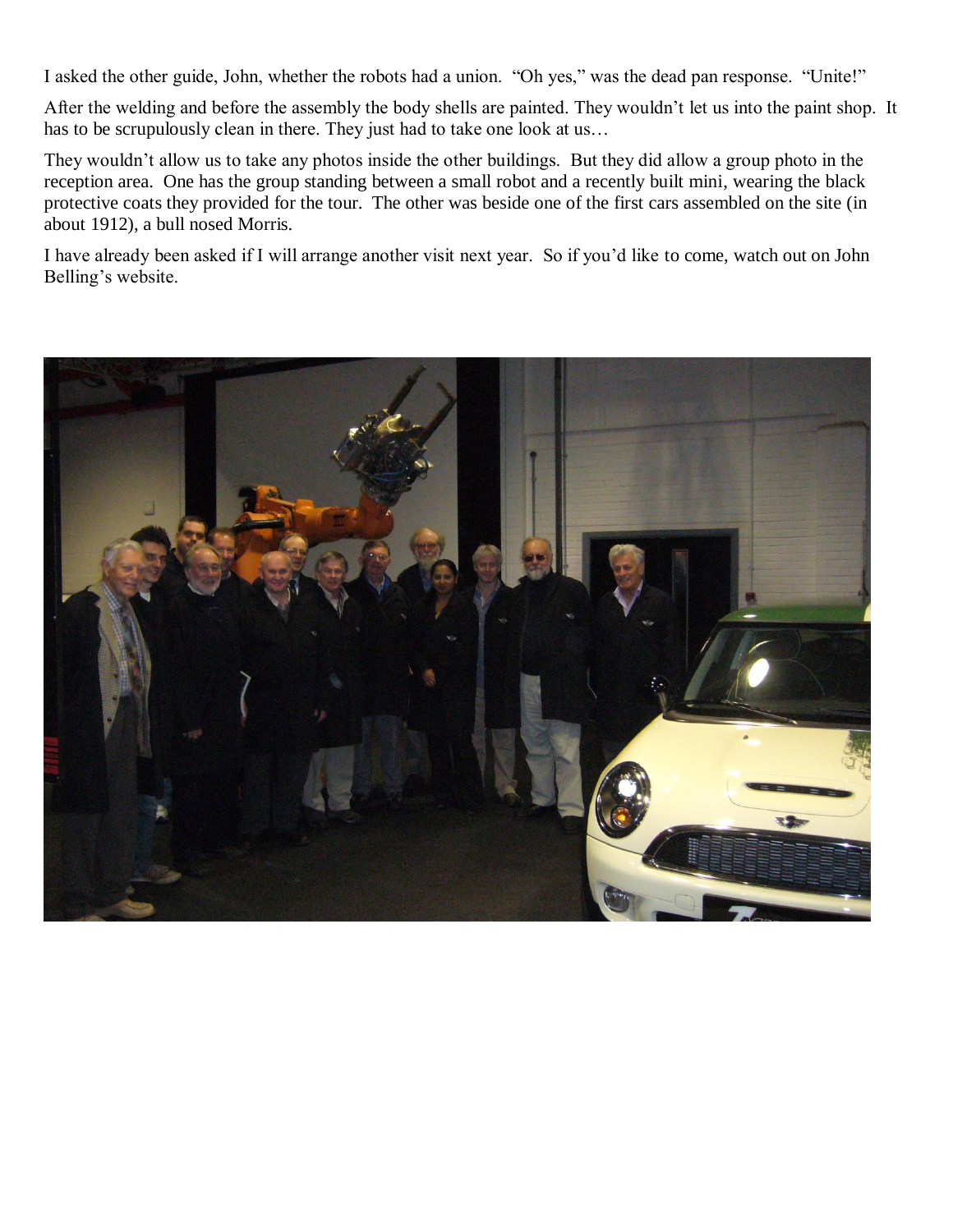I asked the other guide, John, whether the robots had a union. "Oh yes," was the dead pan response. "Unite!"

After the welding and before the assembly the body shells are painted. They wouldn't let us into the paint shop. It has to be scrupulously clean in there. They just had to take one look at us…

They wouldn't allow us to take any photos inside the other buildings. But they did allow a group photo in the reception area. One has the group standing between a small robot and a recently built mini, wearing the black protective coats they provided for the tour. The other was beside one of the first cars assembled on the site (in about 1912), a bull nosed Morris.

I have already been asked if I will arrange another visit next year. So if you'd like to come, watch out on John Belling's website.